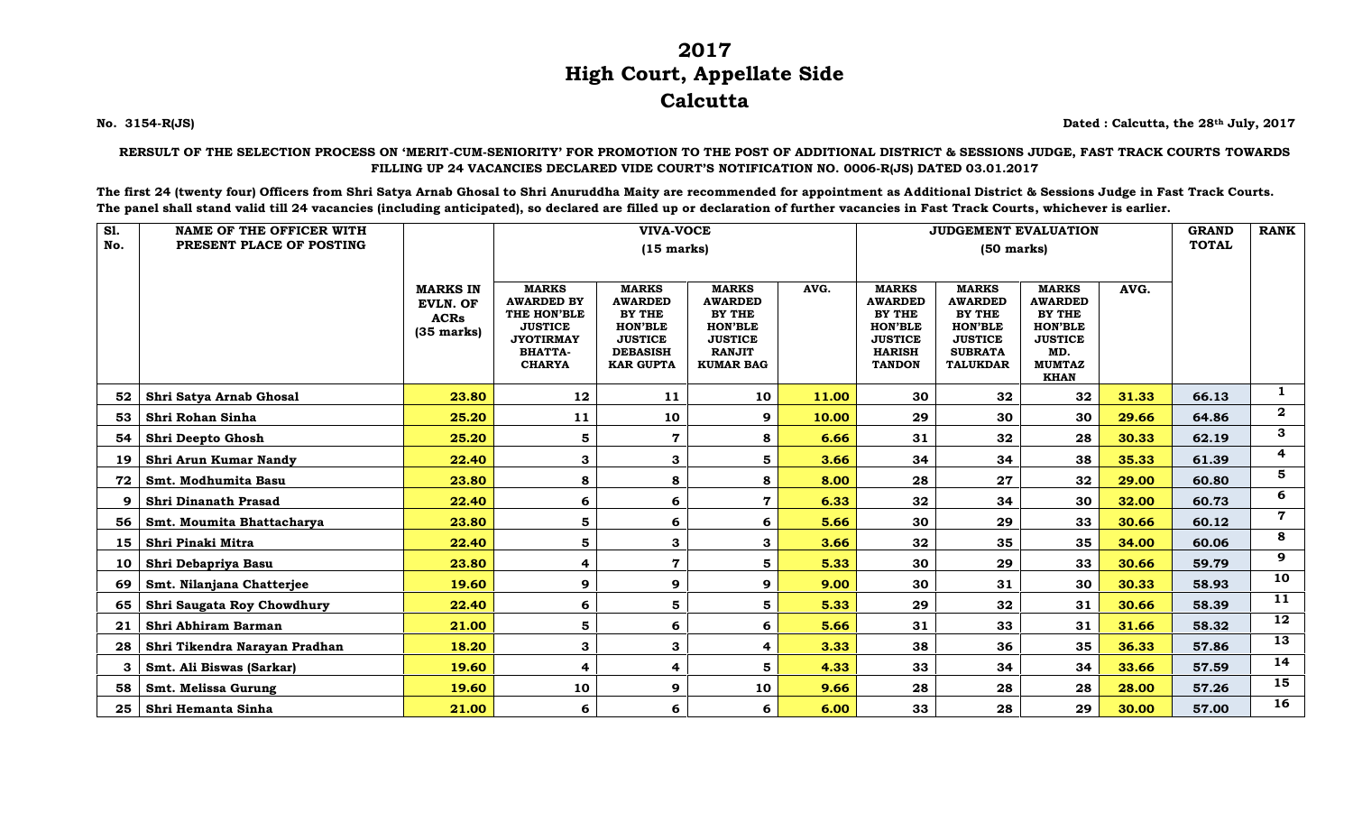# 2017
# High Court, Appellate Side
# Calcutta

**No. 3154-R(JS)** **Dated : Calcutta, the 28th July, 2017**

**RERSULT OF THE SELECTION PROCESS ON 'MERIT-CUM-SENIORITY' FOR PROMOTION TO THE POST OF ADDITIONAL DISTRICT & SESSIONS JUDGE, FAST TRACK COURTS TOWARDS FILLING UP 24 VACANCIES DECLARED VIDE COURT'S NOTIFICATION NO. 0006-R(JS) DATED 03.01.2017**

**The first 24 (twenty four) Officers from Shri Satya Arnab Ghosal to Shri Anuruddha Maity are recommended for appointment as Additional District & Sessions Judge in Fast Track Courts. The panel shall stand valid till 24 vacancies (including anticipated), so declared are filled up or declaration of further vacancies in Fast Track Courts, whichever is earlier.**

| Sl. No. | NAME OF THE OFFICER WITH PRESENT PLACE OF POSTING | | VIVA-VOCE (15 marks) | | | | JUDGEMENT EVALUATION (50 marks) | | | | GRAND TOTAL | RANK |
|---|---|---|---|---|---|---|---|---|---|---|---|---|
| | | MARKS IN EVLN. OF ACRs (35 marks) | MARKS AWARDED BY THE HON'BLE JUSTICE JYOTIRMAY BHATTA-CHARYA | MARKS AWARDED BY THE HON'BLE JUSTICE DEBASISH KAR GUPTA | MARKS AWARDED BY THE HON'BLE JUSTICE RANJIT KUMAR BAG | AVG. | MARKS AWARDED BY THE HON'BLE JUSTICE HARISH TANDON | MARKS AWARDED BY THE HON'BLE JUSTICE SUBRATA TALUKDAR | MARKS AWARDED BY THE HON'BLE JUSTICE MD. MUMTAZ KHAN | AVG. | | |
| 52 | Shri Satya Arnab Ghosal | 23.80 | 12 | 11 | 10 | 11.00 | 30 | 32 | 32 | 31.33 | 66.13 | 1 |
| 53 | Shri Rohan Sinha | 25.20 | 11 | 10 | 9 | 10.00 | 29 | 30 | 30 | 29.66 | 64.86 | 2 |
| 54 | Shri Deepto Ghosh | 25.20 | 5 | 7 | 8 | 6.66 | 31 | 32 | 28 | 30.33 | 62.19 | 3 |
| 19 | Shri Arun Kumar Nandy | 22.40 | 3 | 3 | 5 | 3.66 | 34 | 34 | 38 | 35.33 | 61.39 | 4 |
| 72 | Smt. Modhumita Basu | 23.80 | 8 | 8 | 8 | 8.00 | 28 | 27 | 32 | 29.00 | 60.80 | 5 |
| 9 | Shri Dinanath Prasad | 22.40 | 6 | 6 | 7 | 6.33 | 32 | 34 | 30 | 32.00 | 60.73 | 6 |
| 56 | Smt. Moumita Bhattacharya | 23.80 | 5 | 6 | 6 | 5.66 | 30 | 29 | 33 | 30.66 | 60.12 | 7 |
| 15 | Shri Pinaki Mitra | 22.40 | 5 | 3 | 3 | 3.66 | 32 | 35 | 35 | 34.00 | 60.06 | 8 |
| 10 | Shri Debapriya Basu | 23.80 | 4 | 7 | 5 | 5.33 | 30 | 29 | 33 | 30.66 | 59.79 | 9 |
| 69 | Smt. Nilanjana Chatterjee | 19.60 | 9 | 9 | 9 | 9.00 | 30 | 31 | 30 | 30.33 | 58.93 | 10 |
| 65 | Shri Saugata Roy Chowdhury | 22.40 | 6 | 5 | 5 | 5.33 | 29 | 32 | 31 | 30.66 | 58.39 | 11 |
| 21 | Shri Abhiram Barman | 21.00 | 5 | 6 | 6 | 5.66 | 31 | 33 | 31 | 31.66 | 58.32 | 12 |
| 28 | Shri Tikendra Narayan Pradhan | 18.20 | 3 | 3 | 4 | 3.33 | 38 | 36 | 35 | 36.33 | 57.86 | 13 |
| 3 | Smt. Ali Biswas (Sarkar) | 19.60 | 4 | 4 | 5 | 4.33 | 33 | 34 | 34 | 33.66 | 57.59 | 14 |
| 58 | Smt. Melissa Gurung | 19.60 | 10 | 9 | 10 | 9.66 | 28 | 28 | 28 | 28.00 | 57.26 | 15 |
| 25 | Shri Hemanta Sinha | 21.00 | 6 | 6 | 6 | 6.00 | 33 | 28 | 29 | 30.00 | 57.00 | 16 |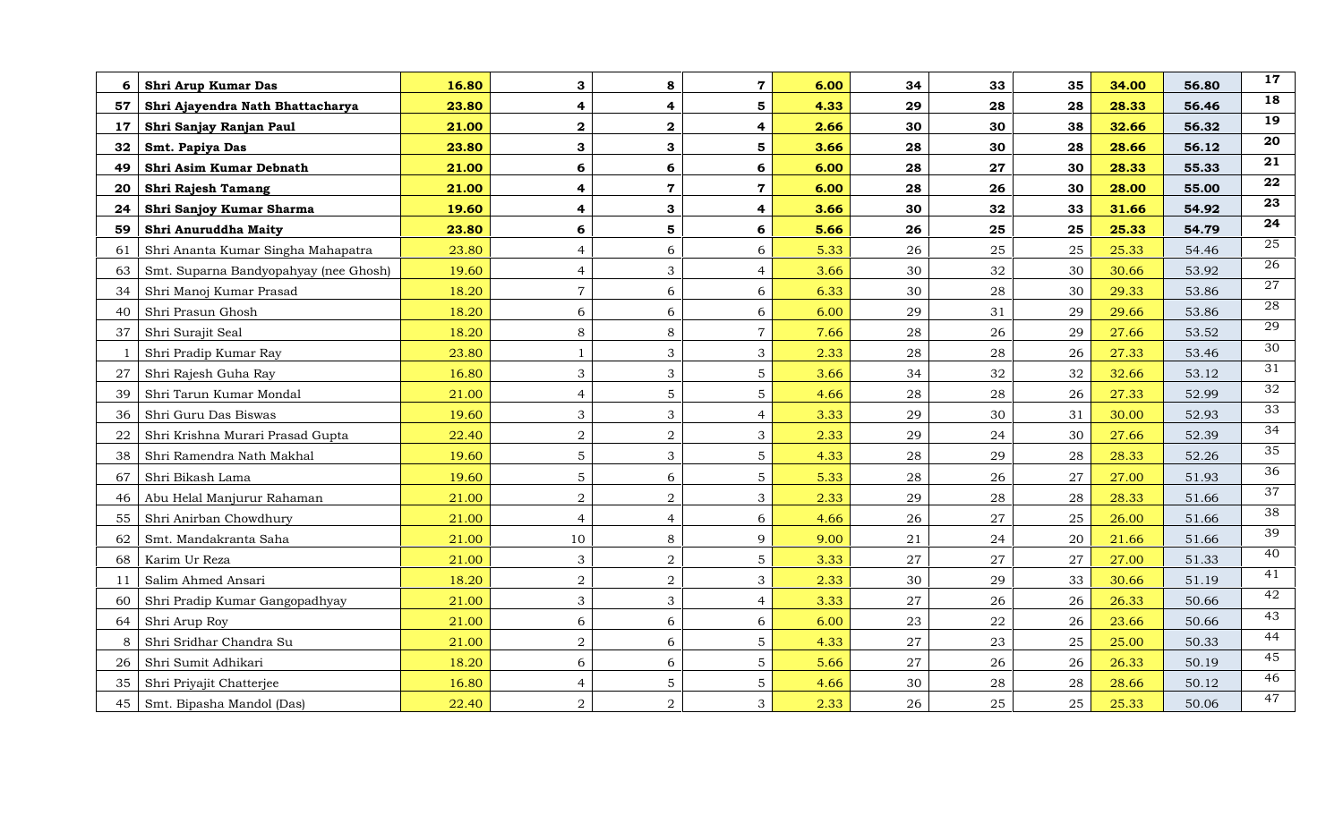| | | | | | | | | | | | | |
|---|---|---|---|---|---|---|---|---|---|---|---|---|
| **6** | **Shri Arup Kumar Das** | **16.80** | **3** | **8** | **7** | **6.00** | **34** | **33** | **35** | **34.00** | **56.80** | **17** |
| **57** | **Shri Ajayendra Nath Bhattacharya** | **23.80** | **4** | **4** | **5** | **4.33** | **29** | **28** | **28** | **28.33** | **56.46** | **18** |
| **17** | **Shri Sanjay Ranjan Paul** | **21.00** | **2** | **2** | **4** | **2.66** | **30** | **30** | **38** | **32.66** | **56.32** | **19** |
| **32** | **Smt. Papiya Das** | **23.80** | **3** | **3** | **5** | **3.66** | **28** | **30** | **28** | **28.66** | **56.12** | **20** |
| **49** | **Shri Asim Kumar Debnath** | **21.00** | **6** | **6** | **6** | **6.00** | **28** | **27** | **30** | **28.33** | **55.33** | **21** |
| **20** | **Shri Rajesh Tamang** | **21.00** | **4** | **7** | **7** | **6.00** | **28** | **26** | **30** | **28.00** | **55.00** | **22** |
| **24** | **Shri Sanjoy Kumar Sharma** | **19.60** | **4** | **3** | **4** | **3.66** | **30** | **32** | **33** | **31.66** | **54.92** | **23** |
| **59** | **Shri Anuruddha Maity** | **23.80** | **6** | **5** | **6** | **5.66** | **26** | **25** | **25** | **25.33** | **54.79** | **24** |
| 61 | Shri Ananta Kumar Singha Mahapatra | 23.80 | 4 | 6 | 6 | 5.33 | 26 | 25 | 25 | 25.33 | 54.46 | 25 |
| 63 | Smt. Suparna Bandyopahyay (nee Ghosh) | 19.60 | 4 | 3 | 4 | 3.66 | 30 | 32 | 30 | 30.66 | 53.92 | 26 |
| 34 | Shri Manoj Kumar Prasad | 18.20 | 7 | 6 | 6 | 6.33 | 30 | 28 | 30 | 29.33 | 53.86 | 27 |
| 40 | Shri Prasun Ghosh | 18.20 | 6 | 6 | 6 | 6.00 | 29 | 31 | 29 | 29.66 | 53.86 | 28 |
| 37 | Shri Surajit Seal | 18.20 | 8 | 8 | 7 | 7.66 | 28 | 26 | 29 | 27.66 | 53.52 | 29 |
| 1 | Shri Pradip Kumar Ray | 23.80 | 1 | 3 | 3 | 2.33 | 28 | 28 | 26 | 27.33 | 53.46 | 30 |
| 27 | Shri Rajesh Guha Ray | 16.80 | 3 | 3 | 5 | 3.66 | 34 | 32 | 32 | 32.66 | 53.12 | 31 |
| 39 | Shri Tarun Kumar Mondal | 21.00 | 4 | 5 | 5 | 4.66 | 28 | 28 | 26 | 27.33 | 52.99 | 32 |
| 36 | Shri Guru Das Biswas | 19.60 | 3 | 3 | 4 | 3.33 | 29 | 30 | 31 | 30.00 | 52.93 | 33 |
| 22 | Shri Krishna Murari Prasad Gupta | 22.40 | 2 | 2 | 3 | 2.33 | 29 | 24 | 30 | 27.66 | 52.39 | 34 |
| 38 | Shri Ramendra Nath Makhal | 19.60 | 5 | 3 | 5 | 4.33 | 28 | 29 | 28 | 28.33 | 52.26 | 35 |
| 67 | Shri Bikash Lama | 19.60 | 5 | 6 | 5 | 5.33 | 28 | 26 | 27 | 27.00 | 51.93 | 36 |
| 46 | Abu Helal Manjurur Rahaman | 21.00 | 2 | 2 | 3 | 2.33 | 29 | 28 | 28 | 28.33 | 51.66 | 37 |
| 55 | Shri Anirban Chowdhury | 21.00 | 4 | 4 | 6 | 4.66 | 26 | 27 | 25 | 26.00 | 51.66 | 38 |
| 62 | Smt. Mandakranta Saha | 21.00 | 10 | 8 | 9 | 9.00 | 21 | 24 | 20 | 21.66 | 51.66 | 39 |
| 68 | Karim Ur Reza | 21.00 | 3 | 2 | 5 | 3.33 | 27 | 27 | 27 | 27.00 | 51.33 | 40 |
| 11 | Salim Ahmed Ansari | 18.20 | 2 | 2 | 3 | 2.33 | 30 | 29 | 33 | 30.66 | 51.19 | 41 |
| 60 | Shri Pradip Kumar Gangopadhyay | 21.00 | 3 | 3 | 4 | 3.33 | 27 | 26 | 26 | 26.33 | 50.66 | 42 |
| 64 | Shri Arup Roy | 21.00 | 6 | 6 | 6 | 6.00 | 23 | 22 | 26 | 23.66 | 50.66 | 43 |
| 8 | Shri Sridhar Chandra Su | 21.00 | 2 | 6 | 5 | 4.33 | 27 | 23 | 25 | 25.00 | 50.33 | 44 |
| 26 | Shri Sumit Adhikari | 18.20 | 6 | 6 | 5 | 5.66 | 27 | 26 | 26 | 26.33 | 50.19 | 45 |
| 35 | Shri Priyajit Chatterjee | 16.80 | 4 | 5 | 5 | 4.66 | 30 | 28 | 28 | 28.66 | 50.12 | 46 |
| 45 | Smt. Bipasha Mandol (Das) | 22.40 | 2 | 2 | 3 | 2.33 | 26 | 25 | 25 | 25.33 | 50.06 | 47 |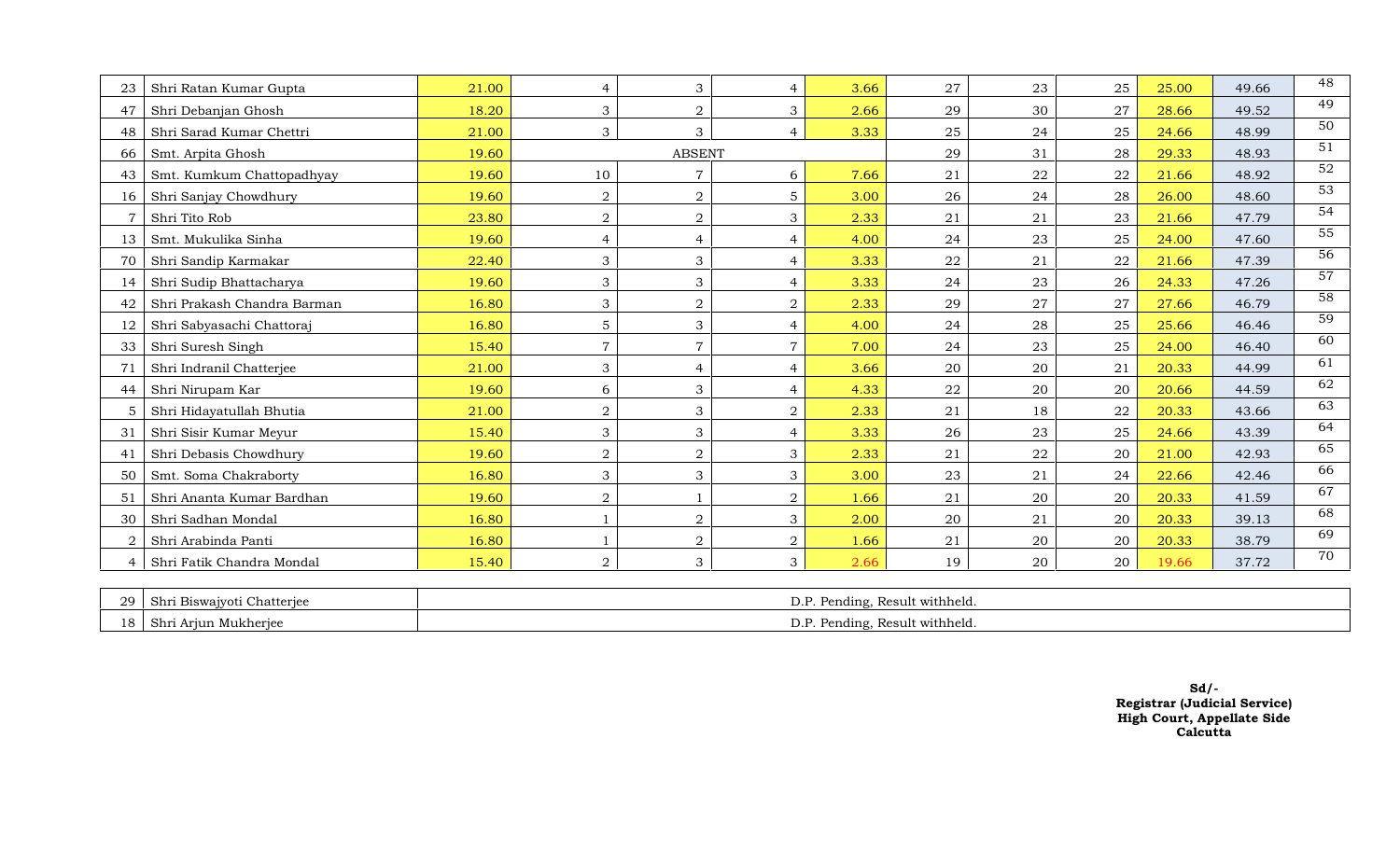| | | | | | | | | | | | | |
|---|---|---|---|---|---|---|---|---|---|---|---|---|
| 23 | Shri Ratan Kumar Gupta | 21.00 | 4 | 3 | 4 | 3.66 | 27 | 23 | 25 | 25.00 | 49.66 | 48 |
| 47 | Shri Debanjan Ghosh | 18.20 | 3 | 2 | 3 | 2.66 | 29 | 30 | 27 | 28.66 | 49.52 | 49 |
| 48 | Shri Sarad Kumar Chettri | 21.00 | 3 | 3 | 4 | 3.33 | 25 | 24 | 25 | 24.66 | 48.99 | 50 |
| 66 | Smt. Arpita Ghosh | 19.60 | | ABSENT | | | 29 | 31 | 28 | 29.33 | 48.93 | 51 |
| 43 | Smt. Kumkum Chattopadhyay | 19.60 | 10 | 7 | 6 | 7.66 | 21 | 22 | 22 | 21.66 | 48.92 | 52 |
| 16 | Shri Sanjay Chowdhury | 19.60 | 2 | 2 | 5 | 3.00 | 26 | 24 | 28 | 26.00 | 48.60 | 53 |
| 7 | Shri Tito Rob | 23.80 | 2 | 2 | 3 | 2.33 | 21 | 21 | 23 | 21.66 | 47.79 | 54 |
| 13 | Smt. Mukulika Sinha | 19.60 | 4 | 4 | 4 | 4.00 | 24 | 23 | 25 | 24.00 | 47.60 | 55 |
| 70 | Shri Sandip Karmakar | 22.40 | 3 | 3 | 4 | 3.33 | 22 | 21 | 22 | 21.66 | 47.39 | 56 |
| 14 | Shri Sudip Bhattacharya | 19.60 | 3 | 3 | 4 | 3.33 | 24 | 23 | 26 | 24.33 | 47.26 | 57 |
| 42 | Shri Prakash Chandra Barman | 16.80 | 3 | 2 | 2 | 2.33 | 29 | 27 | 27 | 27.66 | 46.79 | 58 |
| 12 | Shri Sabyasachi Chattoraj | 16.80 | 5 | 3 | 4 | 4.00 | 24 | 28 | 25 | 25.66 | 46.46 | 59 |
| 33 | Shri Suresh Singh | 15.40 | 7 | 7 | 7 | 7.00 | 24 | 23 | 25 | 24.00 | 46.40 | 60 |
| 71 | Shri Indranil Chatterjee | 21.00 | 3 | 4 | 4 | 3.66 | 20 | 20 | 21 | 20.33 | 44.99 | 61 |
| 44 | Shri Nirupam Kar | 19.60 | 6 | 3 | 4 | 4.33 | 22 | 20 | 20 | 20.66 | 44.59 | 62 |
| 5 | Shri Hidayatullah Bhutia | 21.00 | 2 | 3 | 2 | 2.33 | 21 | 18 | 22 | 20.33 | 43.66 | 63 |
| 31 | Shri Sisir Kumar Meyur | 15.40 | 3 | 3 | 4 | 3.33 | 26 | 23 | 25 | 24.66 | 43.39 | 64 |
| 41 | Shri Debasis Chowdhury | 19.60 | 2 | 2 | 3 | 2.33 | 21 | 22 | 20 | 21.00 | 42.93 | 65 |
| 50 | Smt. Soma Chakraborty | 16.80 | 3 | 3 | 3 | 3.00 | 23 | 21 | 24 | 22.66 | 42.46 | 66 |
| 51 | Shri Ananta Kumar Bardhan | 19.60 | 2 | 1 | 2 | 1.66 | 21 | 20 | 20 | 20.33 | 41.59 | 67 |
| 30 | Shri Sadhan Mondal | 16.80 | 1 | 2 | 3 | 2.00 | 20 | 21 | 20 | 20.33 | 39.13 | 68 |
| 2 | Shri Arabinda Panti | 16.80 | 1 | 2 | 2 | 1.66 | 21 | 20 | 20 | 20.33 | 38.79 | 69 |
| 4 | Shri Fatik Chandra Mondal | 15.40 | 2 | 3 | 3 | 2.66 | 19 | 20 | 20 | 19.66 | 37.72 | 70 |

| | | |
|---|---|---|
| 29 | Shri Biswajyoti Chatterjee | D.P. Pending, Result withheld. |
| 18 | Shri Arjun Mukherjee | D.P. Pending, Result withheld. |

**Sd/-**
**Registrar (Judicial Service)**
**High Court, Appellate Side**
**Calcutta**